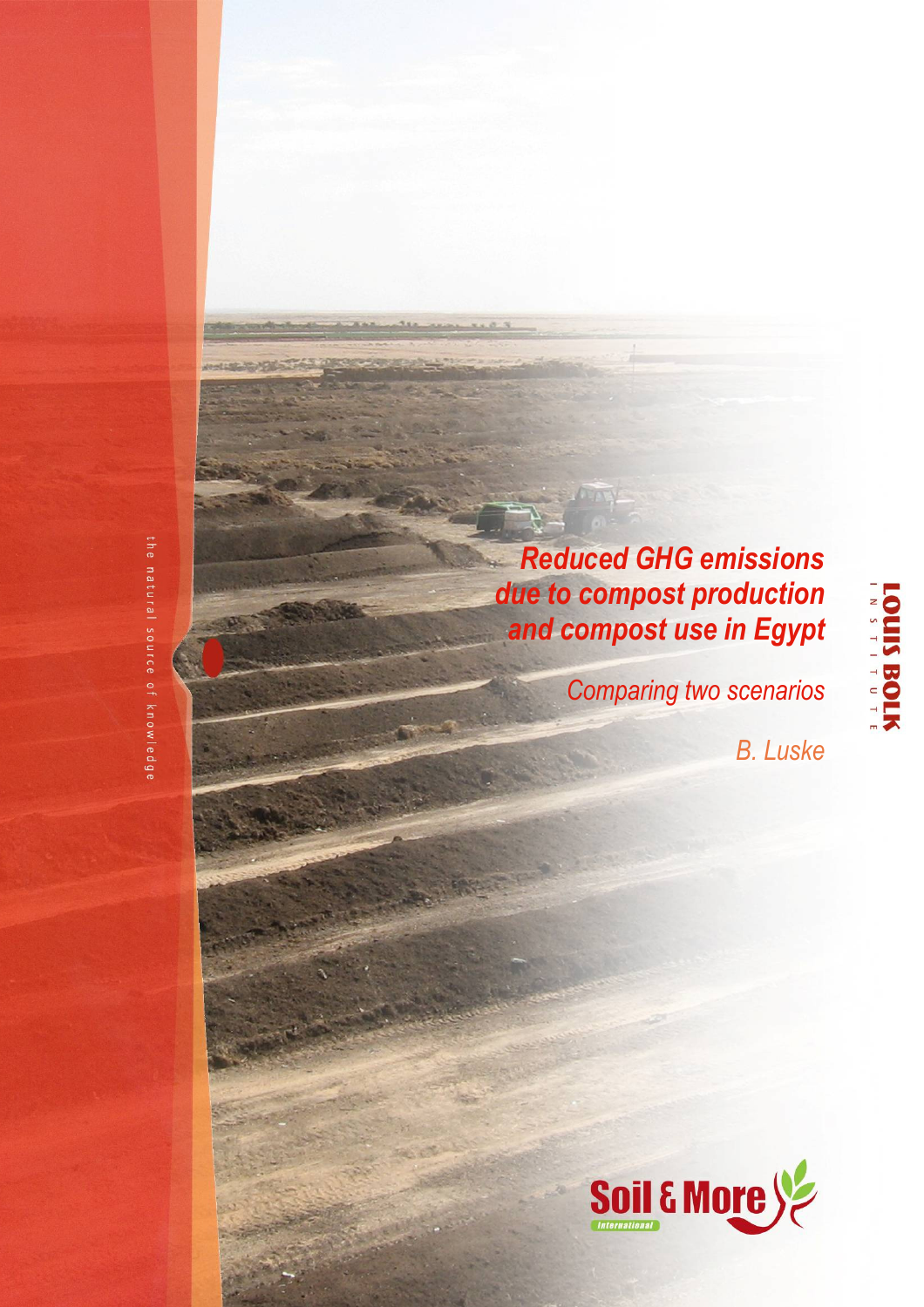# Reduced GHG emissions due to compost production and compost use in Egypt

*Comparing two scenarios*

*B. Luske*

the natural source of knowledge

LOUIS BOLK INSTITUTE

Soil & More International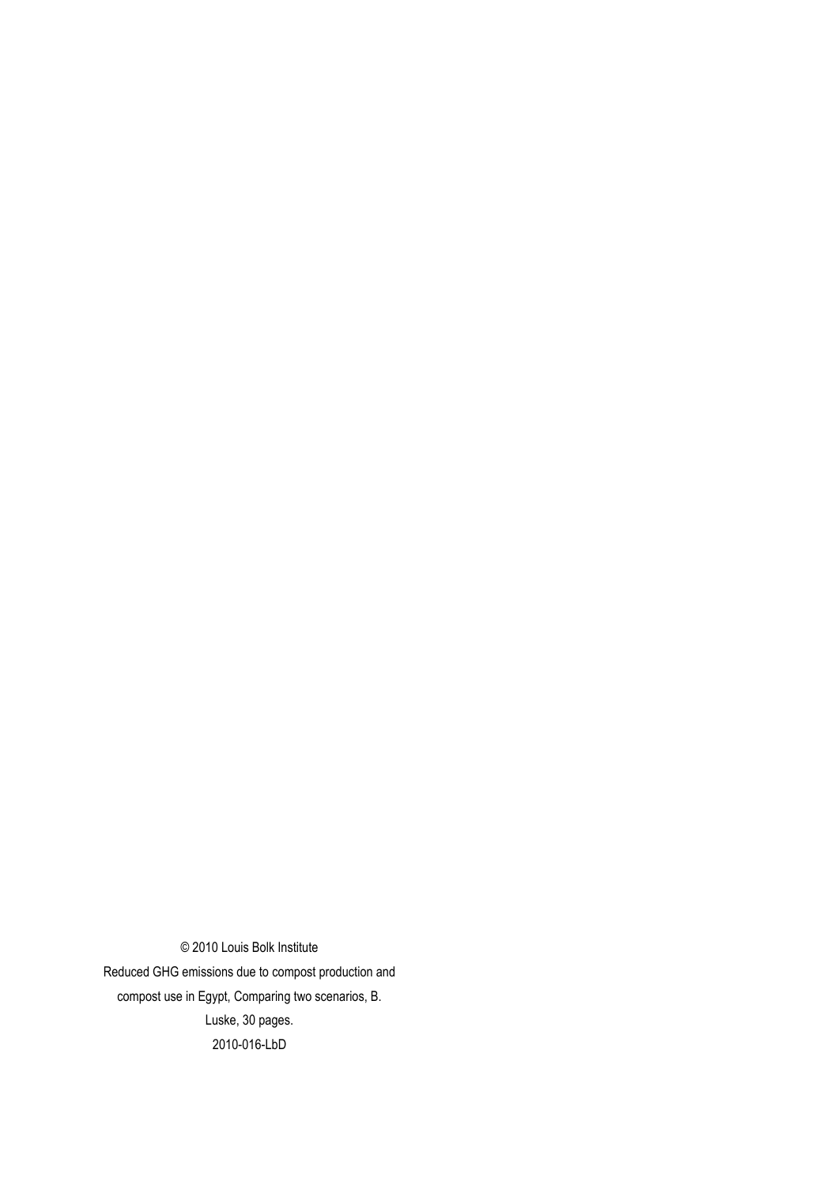© 2010 Louis Bolk Institute

Reduced GHG emissions due to compost production and compost use in Egypt, Comparing two scenarios, B. Luske, 30 pages.

2010-016-LbD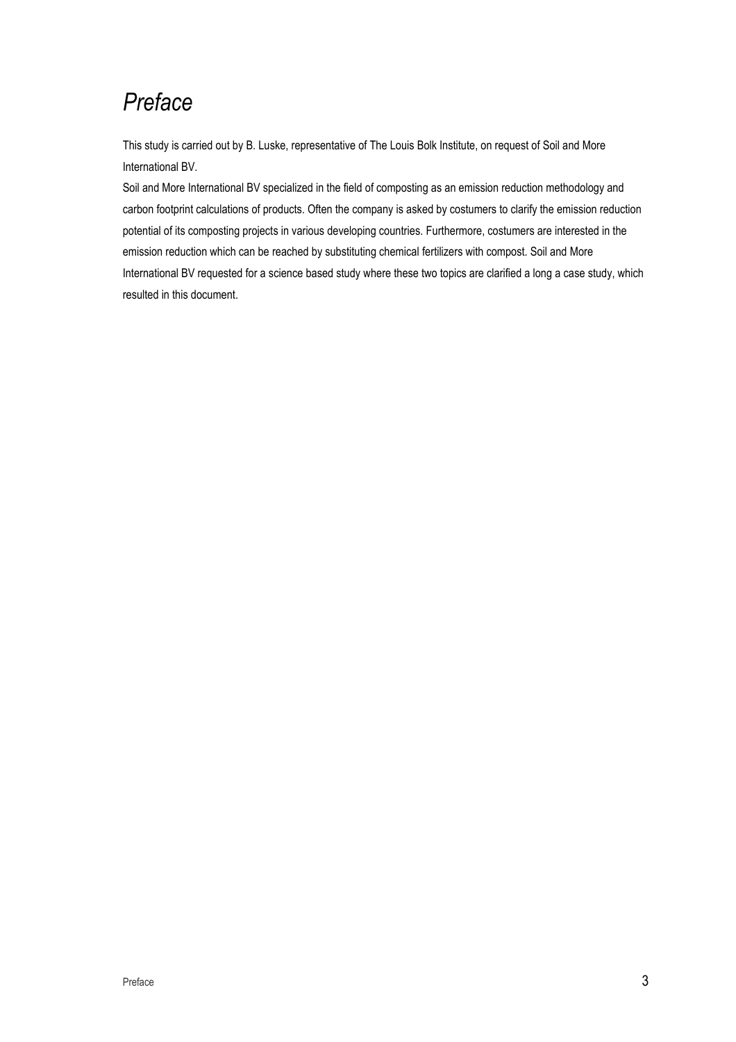# *Preface*

This study is carried out by B. Luske, representative of The Louis Bolk Institute, on request of Soil and More International BV.

Soil and More International BV specialized in the field of composting as an emission reduction methodology and carbon footprint calculations of products. Often the company is asked by costumers to clarify the emission reduction potential of its composting projects in various developing countries. Furthermore, costumers are interested in the emission reduction which can be reached by substituting chemical fertilizers with compost. Soil and More International BV requested for a science based study where these two topics are clarified a long a case study, which resulted in this document.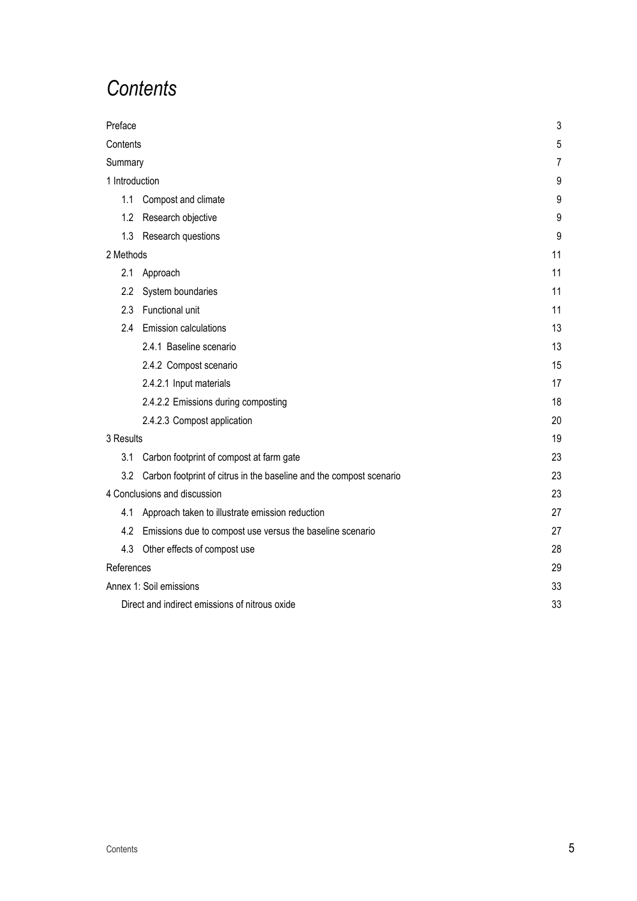# *Contents*

| | |
|---|---|
| Preface | 3 |
| Contents | 5 |
| Summary | 7 |
| 1 Introduction | 9 |
| 1.1 Compost and climate | 9 |
| 1.2 Research objective | 9 |
| 1.3 Research questions | 9 |
| 2 Methods | 11 |
| 2.1 Approach | 11 |
| 2.2 System boundaries | 11 |
| 2.3 Functional unit | 11 |
| 2.4 Emission calculations | 13 |
| 2.4.1 Baseline scenario | 13 |
| 2.4.2 Compost scenario | 15 |
| 2.4.2.1 Input materials | 17 |
| 2.4.2.2 Emissions during composting | 18 |
| 2.4.2.3 Compost application | 20 |
| 3 Results | 19 |
| 3.1 Carbon footprint of compost at farm gate | 23 |
| 3.2 Carbon footprint of citrus in the baseline and the compost scenario | 23 |
| 4 Conclusions and discussion | 23 |
| 4.1 Approach taken to illustrate emission reduction | 27 |
| 4.2 Emissions due to compost use versus the baseline scenario | 27 |
| 4.3 Other effects of compost use | 28 |
| References | 29 |
| Annex 1: Soil emissions | 33 |
| Direct and indirect emissions of nitrous oxide | 33 |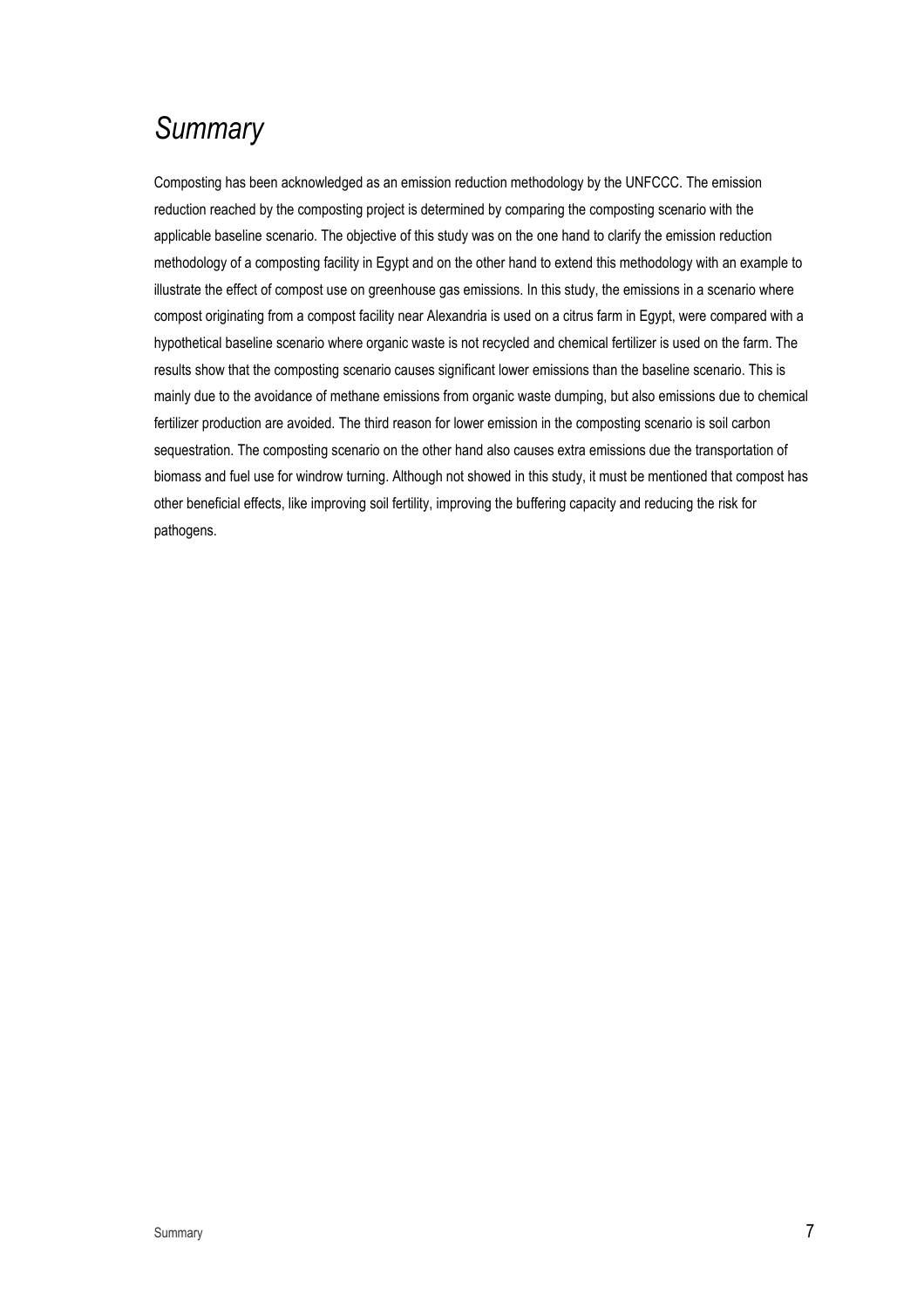# *Summary*

Composting has been acknowledged as an emission reduction methodology by the UNFCCC. The emission reduction reached by the composting project is determined by comparing the composting scenario with the applicable baseline scenario. The objective of this study was on the one hand to clarify the emission reduction methodology of a composting facility in Egypt and on the other hand to extend this methodology with an example to illustrate the effect of compost use on greenhouse gas emissions. In this study, the emissions in a scenario where compost originating from a compost facility near Alexandria is used on a citrus farm in Egypt, were compared with a hypothetical baseline scenario where organic waste is not recycled and chemical fertilizer is used on the farm. The results show that the composting scenario causes significant lower emissions than the baseline scenario. This is mainly due to the avoidance of methane emissions from organic waste dumping, but also emissions due to chemical fertilizer production are avoided. The third reason for lower emission in the composting scenario is soil carbon sequestration. The composting scenario on the other hand also causes extra emissions due the transportation of biomass and fuel use for windrow turning. Although not showed in this study, it must be mentioned that compost has other beneficial effects, like improving soil fertility, improving the buffering capacity and reducing the risk for pathogens.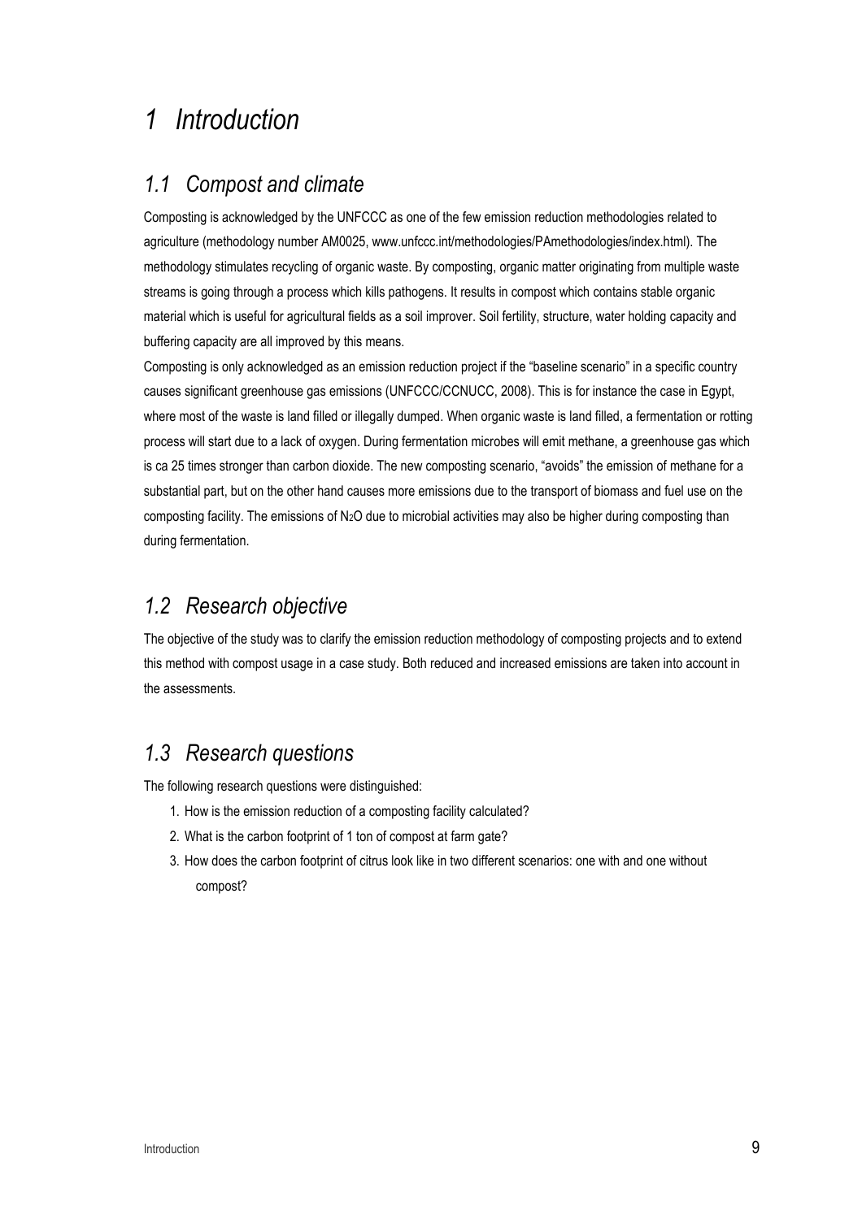# 1 Introduction

## 1.1 Compost and climate

Composting is acknowledged by the UNFCCC as one of the few emission reduction methodologies related to agriculture (methodology number AM0025, www.unfccc.int/methodologies/PAmethodologies/index.html). The methodology stimulates recycling of organic waste. By composting, organic matter originating from multiple waste streams is going through a process which kills pathogens. It results in compost which contains stable organic material which is useful for agricultural fields as a soil improver. Soil fertility, structure, water holding capacity and buffering capacity are all improved by this means.

Composting is only acknowledged as an emission reduction project if the "baseline scenario" in a specific country causes significant greenhouse gas emissions (UNFCCC/CCNUCC, 2008). This is for instance the case in Egypt, where most of the waste is land filled or illegally dumped. When organic waste is land filled, a fermentation or rotting process will start due to a lack of oxygen. During fermentation microbes will emit methane, a greenhouse gas which is ca 25 times stronger than carbon dioxide. The new composting scenario, "avoids" the emission of methane for a substantial part, but on the other hand causes more emissions due to the transport of biomass and fuel use on the composting facility. The emissions of $N_2O$ due to microbial activities may also be higher during composting than during fermentation.

## 1.2 Research objective

The objective of the study was to clarify the emission reduction methodology of composting projects and to extend this method with compost usage in a case study. Both reduced and increased emissions are taken into account in the assessments.

## 1.3 Research questions

The following research questions were distinguished:

1. How is the emission reduction of a composting facility calculated?
2. What is the carbon footprint of 1 ton of compost at farm gate?
3. How does the carbon footprint of citrus look like in two different scenarios: one with and one without compost?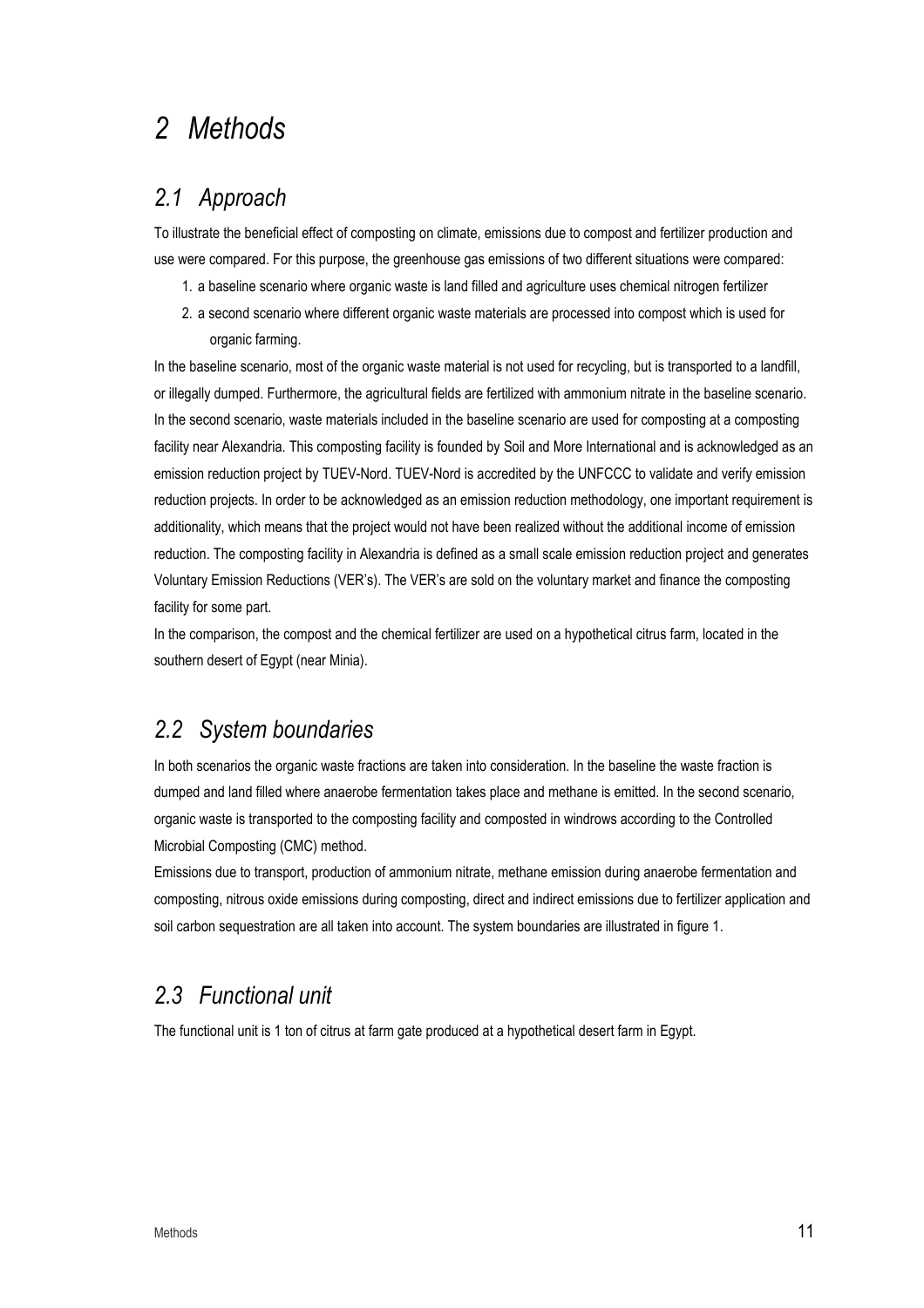# 2 Methods

## 2.1 Approach

To illustrate the beneficial effect of composting on climate, emissions due to compost and fertilizer production and use were compared. For this purpose, the greenhouse gas emissions of two different situations were compared:

1. a baseline scenario where organic waste is land filled and agriculture uses chemical nitrogen fertilizer
2. a second scenario where different organic waste materials are processed into compost which is used for organic farming.

In the baseline scenario, most of the organic waste material is not used for recycling, but is transported to a landfill, or illegally dumped. Furthermore, the agricultural fields are fertilized with ammonium nitrate in the baseline scenario. In the second scenario, waste materials included in the baseline scenario are used for composting at a composting facility near Alexandria. This composting facility is founded by Soil and More International and is acknowledged as an emission reduction project by TUEV-Nord. TUEV-Nord is accredited by the UNFCCC to validate and verify emission reduction projects. In order to be acknowledged as an emission reduction methodology, one important requirement is additionality, which means that the project would not have been realized without the additional income of emission reduction. The composting facility in Alexandria is defined as a small scale emission reduction project and generates Voluntary Emission Reductions (VER's). The VER's are sold on the voluntary market and finance the composting facility for some part.

In the comparison, the compost and the chemical fertilizer are used on a hypothetical citrus farm, located in the southern desert of Egypt (near Minia).

## 2.2 System boundaries

In both scenarios the organic waste fractions are taken into consideration. In the baseline the waste fraction is dumped and land filled where anaerobe fermentation takes place and methane is emitted. In the second scenario, organic waste is transported to the composting facility and composted in windrows according to the Controlled Microbial Composting (CMC) method.

Emissions due to transport, production of ammonium nitrate, methane emission during anaerobe fermentation and composting, nitrous oxide emissions during composting, direct and indirect emissions due to fertilizer application and soil carbon sequestration are all taken into account. The system boundaries are illustrated in figure 1.

## 2.3 Functional unit

The functional unit is 1 ton of citrus at farm gate produced at a hypothetical desert farm in Egypt.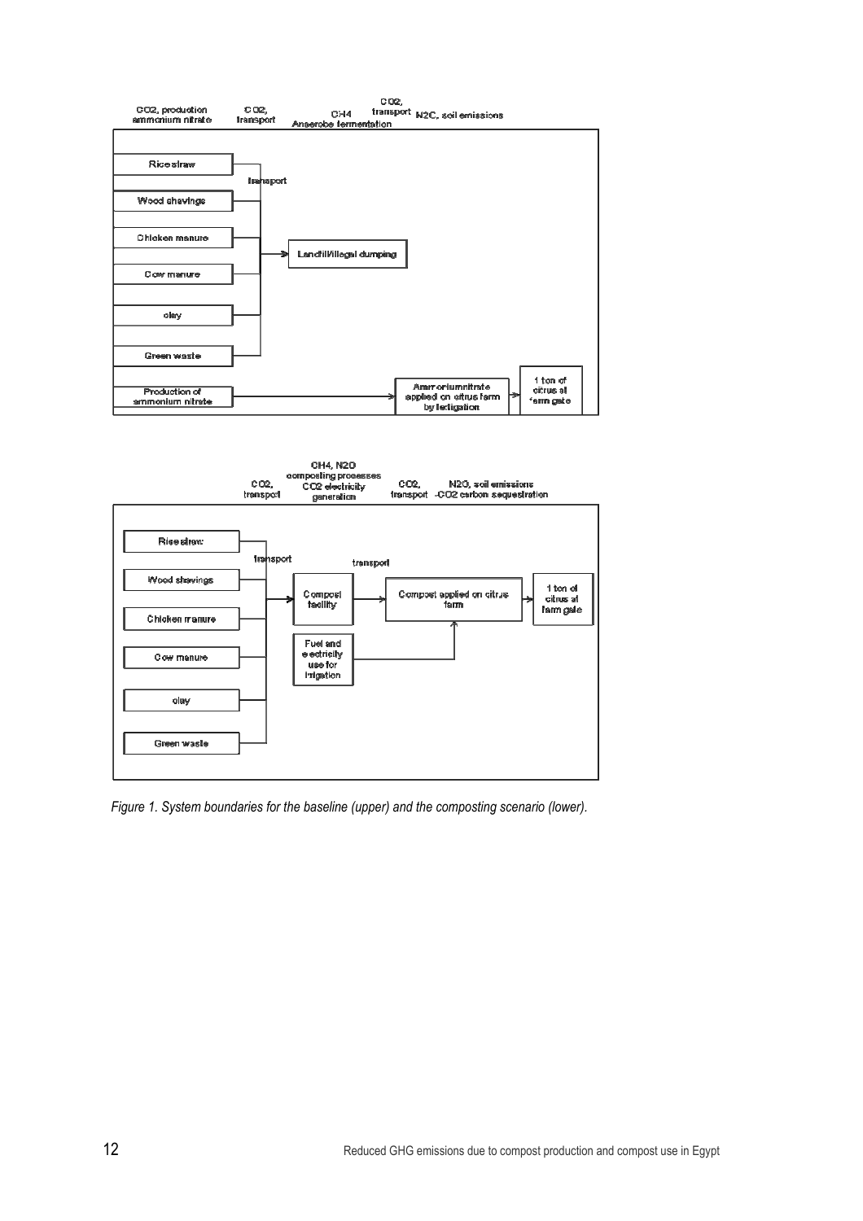*Figure 1. System boundaries for the baseline (upper) and the composting scenario (lower).*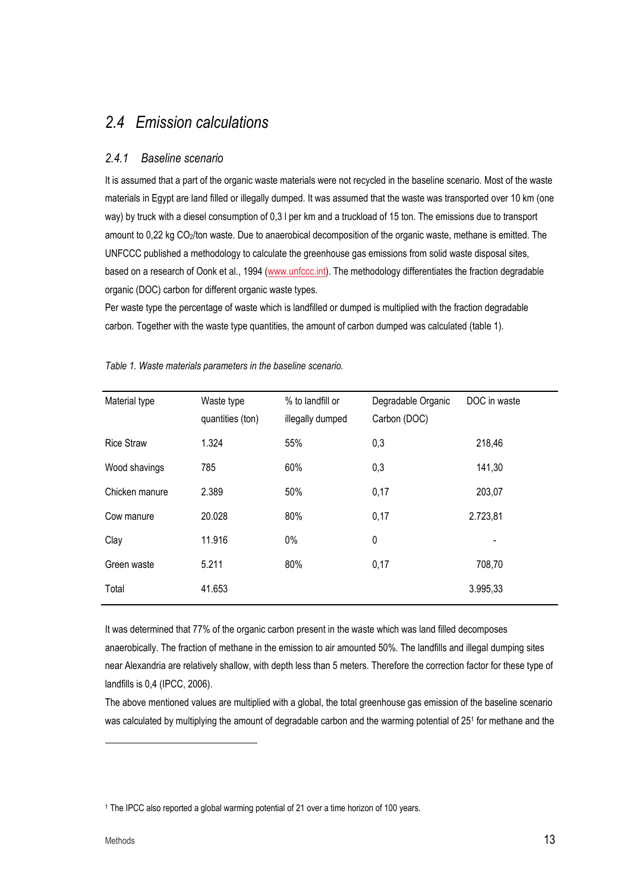## 2.4 *Emission calculations*

### 2.4.1 *Baseline scenario*

It is assumed that a part of the organic waste materials were not recycled in the baseline scenario. Most of the waste materials in Egypt are land filled or illegally dumped. It was assumed that the waste was transported over 10 km (one way) by truck with a diesel consumption of 0,3 l per km and a truckload of 15 ton. The emissions due to transport amount to 0,22 kg $CO_2$/ton waste. Due to anaerobical decomposition of the organic waste, methane is emitted. The UNFCCC published a methodology to calculate the greenhouse gas emissions from solid waste disposal sites, based on a research of Oonk et al., 1994 (www.unfccc.int). The methodology differentiates the fraction degradable organic (DOC) carbon for different organic waste types.

Per waste type the percentage of waste which is landfilled or dumped is multiplied with the fraction degradable carbon. Together with the waste type quantities, the amount of carbon dumped was calculated (table 1).

*Table 1. Waste materials parameters in the baseline scenario.*

| Material type | Waste type quantities (ton) | % to landfill or illegally dumped | Degradable Organic Carbon (DOC) | DOC in waste |
|---|---|---|---|---|
| Rice Straw | 1.324 | 55% | 0,3 | 218,46 |
| Wood shavings | 785 | 60% | 0,3 | 141,30 |
| Chicken manure | 2.389 | 50% | 0,17 | 203,07 |
| Cow manure | 20.028 | 80% | 0,17 | 2.723,81 |
| Clay | 11.916 | 0% | 0 | - |
| Green waste | 5.211 | 80% | 0,17 | 708,70 |
| Total | 41.653 | | | 3.995,33 |

It was determined that 77% of the organic carbon present in the waste which was land filled decomposes anaerobically. The fraction of methane in the emission to air amounted 50%. The landfills and illegal dumping sites near Alexandria are relatively shallow, with depth less than 5 meters. Therefore the correction factor for these type of landfills is 0,4 (IPCC, 2006).

The above mentioned values are multiplied with a global, the total greenhouse gas emission of the baseline scenario was calculated by multiplying the amount of degradable carbon and the warming potential of 25[1] for methane and the

[1] The IPCC also reported a global warming potential of 21 over a time horizon of 100 years.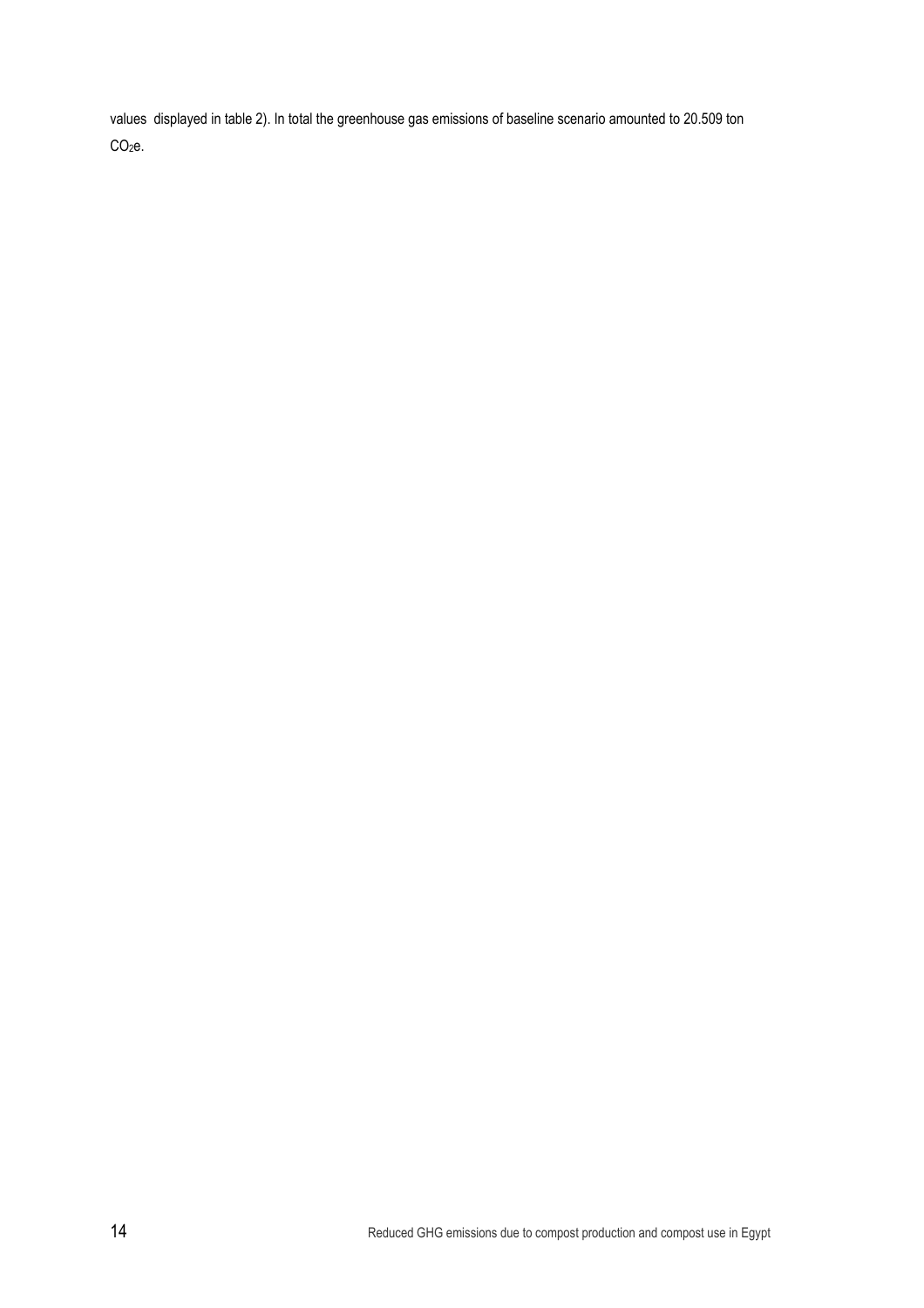values displayed in table 2). In total the greenhouse gas emissions of baseline scenario amounted to 20.509 ton $CO_2e$.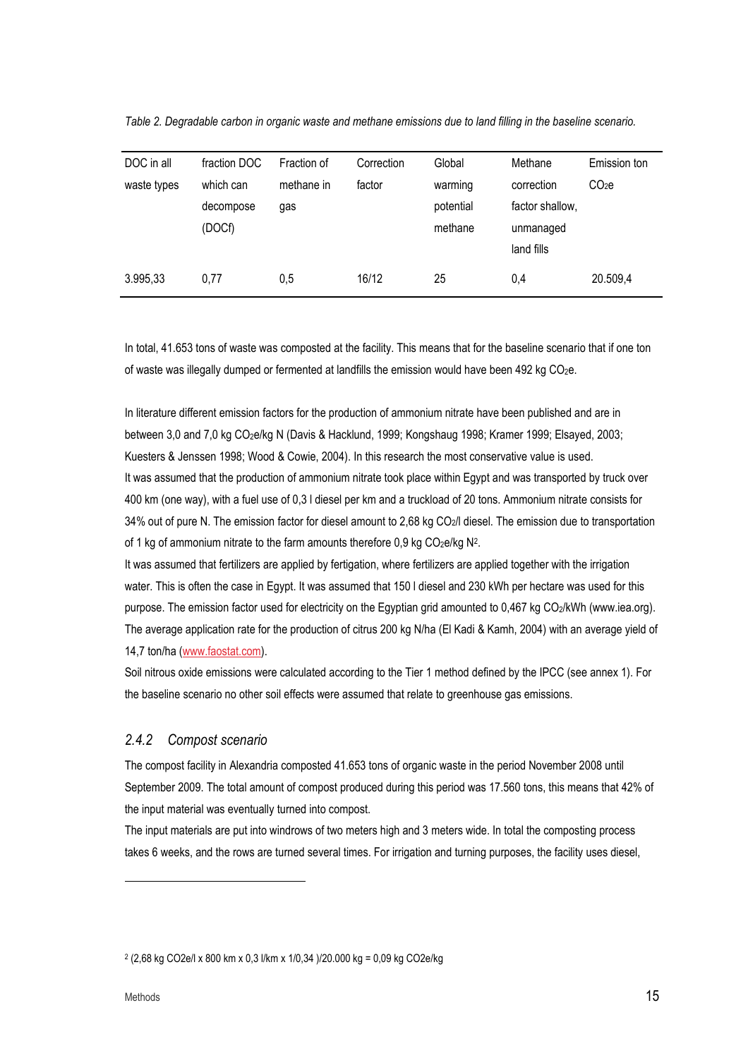*Table 2. Degradable carbon in organic waste and methane emissions due to land filling in the baseline scenario.*

| DOC in all waste types | fraction DOC which can decompose (DOCf) | Fraction of methane in gas | Correction factor | Global warming potential methane | Methane correction factor shallow, unmanaged land fills | Emission ton $CO_2e$ |
|---|---|---|---|---|---|---|
| 3.995,33 | 0,77 | 0,5 | 16/12 | 25 | 0,4 | 20.509,4 |

In total, 41.653 tons of waste was composted at the facility. This means that for the baseline scenario that if one ton of waste was illegally dumped or fermented at landfills the emission would have been 492 kg $CO_2e$.

In literature different emission factors for the production of ammonium nitrate have been published and are in between 3,0 and 7,0 kg $CO_2e$/kg N (Davis & Hacklund, 1999; Kongshaug 1998; Kramer 1999; Elsayed, 2003; Kuesters & Jenssen 1998; Wood & Cowie, 2004). In this research the most conservative value is used.
It was assumed that the production of ammonium nitrate took place within Egypt and was transported by truck over 400 km (one way), with a fuel use of 0,3 l diesel per km and a truckload of 20 tons. Ammonium nitrate consists for 34% out of pure N. The emission factor for diesel amount to 2,68 kg $CO_2$/l diesel. The emission due to transportation of 1 kg of ammonium nitrate to the farm amounts therefore 0,9 kg $CO_2e$/kg N[2].
It was assumed that fertilizers are applied by fertigation, where fertilizers are applied together with the irrigation water. This is often the case in Egypt. It was assumed that 150 l diesel and 230 kWh per hectare was used for this purpose. The emission factor used for electricity on the Egyptian grid amounted to 0,467 kg $CO_2$/kWh (www.iea.org). The average application rate for the production of citrus 200 kg N/ha (El Kadi & Kamh, 2004) with an average yield of 14,7 ton/ha (www.faostat.com).
Soil nitrous oxide emissions were calculated according to the Tier 1 method defined by the IPCC (see annex 1). For the baseline scenario no other soil effects were assumed that relate to greenhouse gas emissions.

### 2.4.2 Compost scenario

The compost facility in Alexandria composted 41.653 tons of organic waste in the period November 2008 until September 2009. The total amount of compost produced during this period was 17.560 tons, this means that 42% of the input material was eventually turned into compost.
The input materials are put into windrows of two meters high and 3 meters wide. In total the composting process takes 6 weeks, and the rows are turned several times. For irrigation and turning purposes, the facility uses diesel,

---

[2] (2,68 kg CO2e/l x 800 km x 0,3 l/km x 1/0,34 )/20.000 kg = 0,09 kg CO2e/kg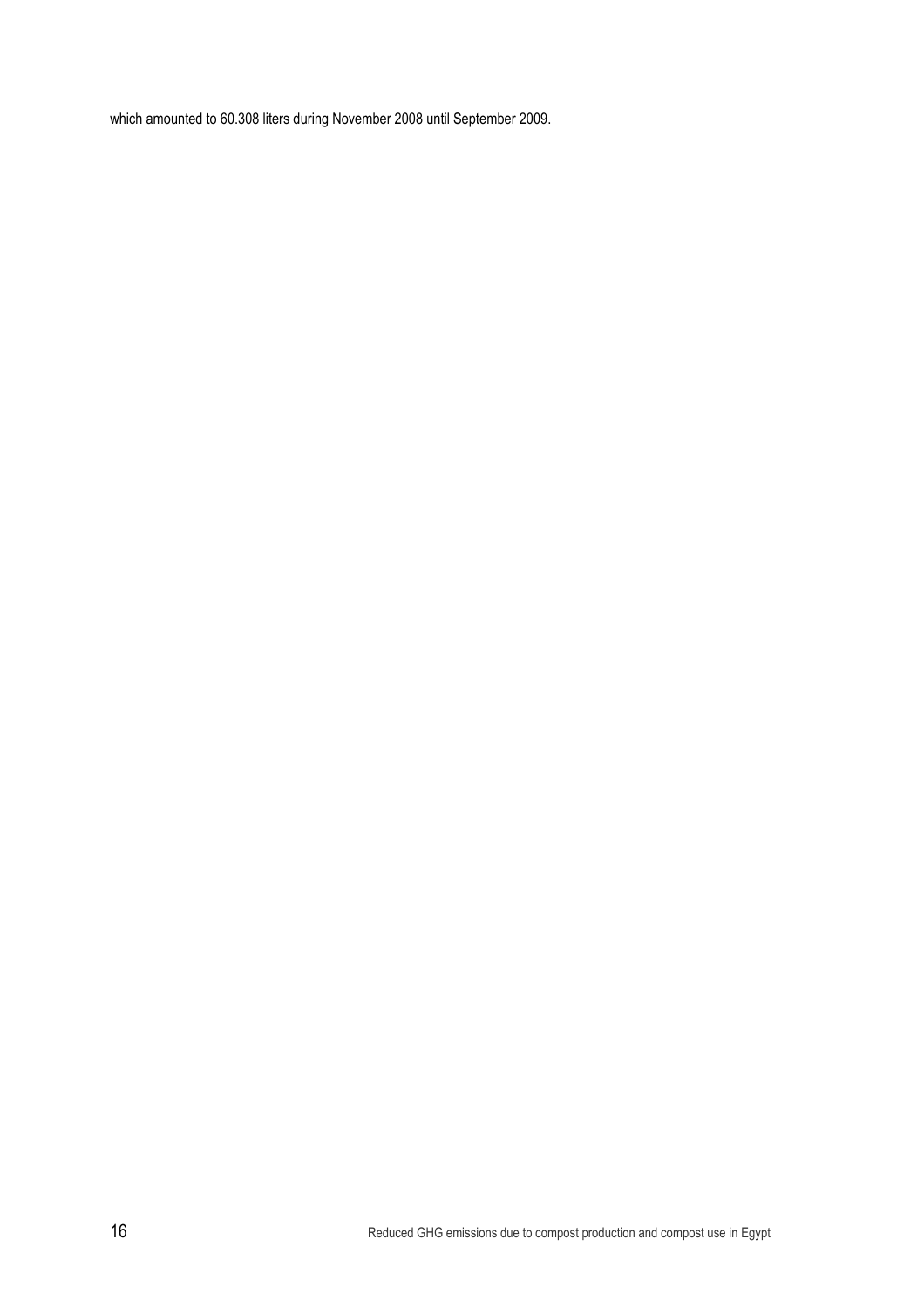which amounted to 60.308 liters during November 2008 until September 2009.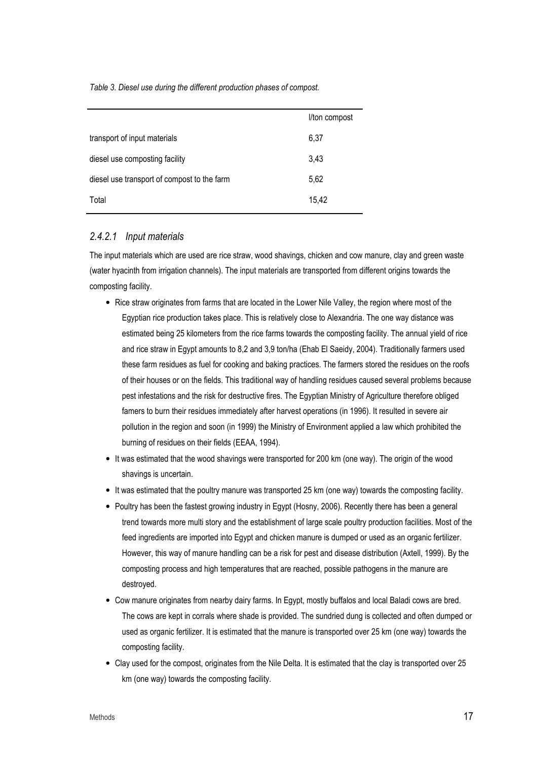*Table 3. Diesel use during the different production phases of compost.*

| | l/ton compost |
|---|---|
| transport of input materials | 6,37 |
| diesel use composting facility | 3,43 |
| diesel use transport of compost to the farm | 5,62 |
| Total | 15,42 |

#### *2.4.2.1 Input materials*

The input materials which are used are rice straw, wood shavings, chicken and cow manure, clay and green waste (water hyacinth from irrigation channels). The input materials are transported from different origins towards the composting facility.

- Rice straw originates from farms that are located in the Lower Nile Valley, the region where most of the Egyptian rice production takes place. This is relatively close to Alexandria. The one way distance was estimated being 25 kilometers from the rice farms towards the composting facility. The annual yield of rice and rice straw in Egypt amounts to 8,2 and 3,9 ton/ha (Ehab El Saeidy, 2004). Traditionally farmers used these farm residues as fuel for cooking and baking practices. The farmers stored the residues on the roofs of their houses or on the fields. This traditional way of handling residues caused several problems because pest infestations and the risk for destructive fires. The Egyptian Ministry of Agriculture therefore obliged famers to burn their residues immediately after harvest operations (in 1996). It resulted in severe air pollution in the region and soon (in 1999) the Ministry of Environment applied a law which prohibited the burning of residues on their fields (EEAA, 1994).
- It was estimated that the wood shavings were transported for 200 km (one way). The origin of the wood shavings is uncertain.
- It was estimated that the poultry manure was transported 25 km (one way) towards the composting facility.
- Poultry has been the fastest growing industry in Egypt (Hosny, 2006). Recently there has been a general trend towards more multi story and the establishment of large scale poultry production facilities. Most of the feed ingredients are imported into Egypt and chicken manure is dumped or used as an organic fertilizer. However, this way of manure handling can be a risk for pest and disease distribution (Axtell, 1999). By the composting process and high temperatures that are reached, possible pathogens in the manure are destroyed.
- Cow manure originates from nearby dairy farms. In Egypt, mostly buffalos and local Baladi cows are bred. The cows are kept in corrals where shade is provided. The sundried dung is collected and often dumped or used as organic fertilizer. It is estimated that the manure is transported over 25 km (one way) towards the composting facility.
- Clay used for the compost, originates from the Nile Delta. It is estimated that the clay is transported over 25 km (one way) towards the composting facility.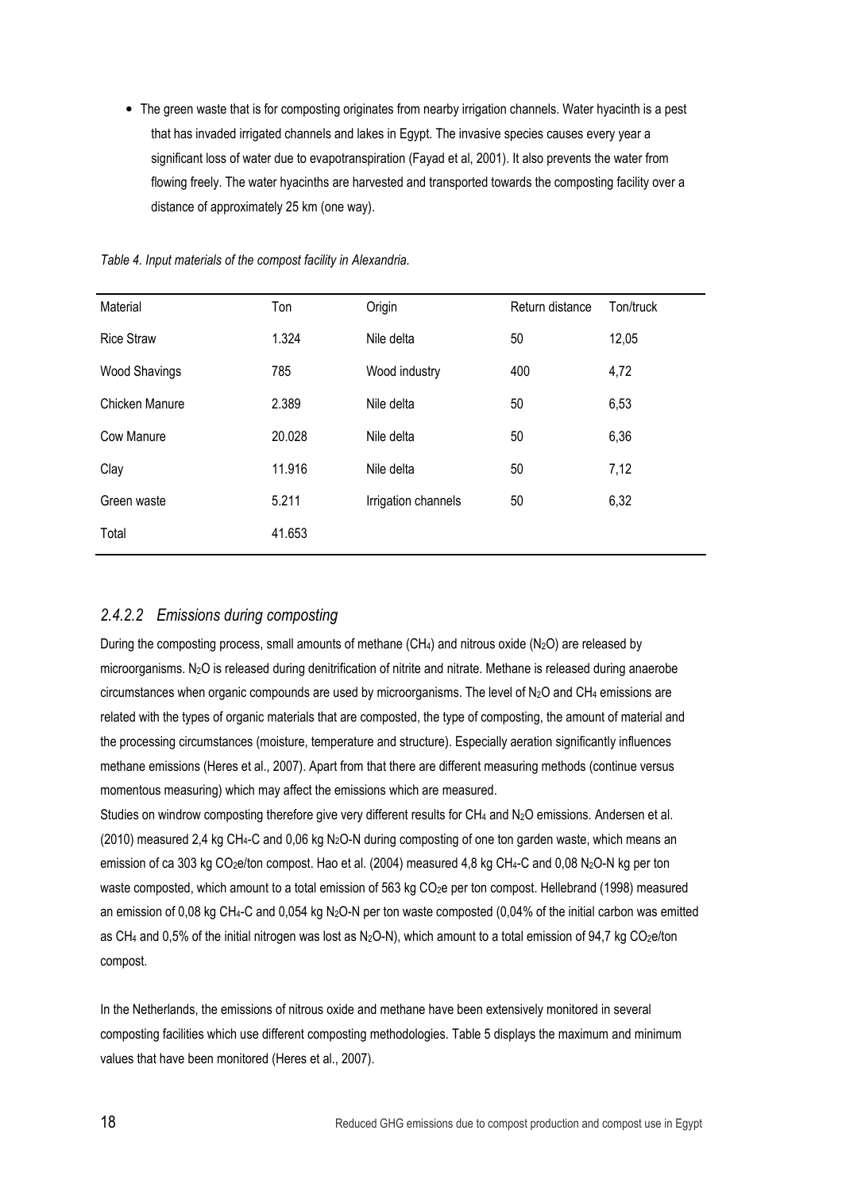- The green waste that is for composting originates from nearby irrigation channels. Water hyacinth is a pest that has invaded irrigated channels and lakes in Egypt. The invasive species causes every year a significant loss of water due to evapotranspiration (Fayad et al, 2001). It also prevents the water from flowing freely. The water hyacinths are harvested and transported towards the composting facility over a distance of approximately 25 km (one way).

*Table 4. Input materials of the compost facility in Alexandria.*

| Material | Ton | Origin | Return distance | Ton/truck |
|---|---|---|---|---|
| Rice Straw | 1.324 | Nile delta | 50 | 12,05 |
| Wood Shavings | 785 | Wood industry | 400 | 4,72 |
| Chicken Manure | 2.389 | Nile delta | 50 | 6,53 |
| Cow Manure | 20.028 | Nile delta | 50 | 6,36 |
| Clay | 11.916 | Nile delta | 50 | 7,12 |
| Green waste | 5.211 | Irrigation channels | 50 | 6,32 |
| Total | 41.653 | | | |

### *2.4.2.2 Emissions during composting*

During the composting process, small amounts of methane ($CH_4$) and nitrous oxide ($N_2O$) are released by microorganisms. $N_2O$ is released during denitrification of nitrite and nitrate. Methane is released during anaerobe circumstances when organic compounds are used by microorganisms. The level of $N_2O$ and $CH_4$ emissions are related with the types of organic materials that are composted, the type of composting, the amount of material and the processing circumstances (moisture, temperature and structure). Especially aeration significantly influences methane emissions (Heres et al., 2007). Apart from that there are different measuring methods (continue versus momentous measuring) which may affect the emissions which are measured.

Studies on windrow composting therefore give very different results for $CH_4$ and $N_2O$ emissions. Andersen et al. (2010) measured 2,4 kg $CH_4$-C and 0,06 kg $N_2O$-N during composting of one ton garden waste, which means an emission of ca 303 kg $CO_2$e/ton compost. Hao et al. (2004) measured 4,8 kg $CH_4$-C and 0,08 $N_2O$-N kg per ton waste composted, which amount to a total emission of 563 kg $CO_2$e per ton compost. Hellebrand (1998) measured an emission of 0,08 kg $CH_4$-C and 0,054 kg $N_2O$-N per ton waste composted (0,04% of the initial carbon was emitted as $CH_4$ and 0,5% of the initial nitrogen was lost as $N_2O$-N), which amount to a total emission of 94,7 kg $CO_2$e/ton compost.

In the Netherlands, the emissions of nitrous oxide and methane have been extensively monitored in several composting facilities which use different composting methodologies. Table 5 displays the maximum and minimum values that have been monitored (Heres et al., 2007).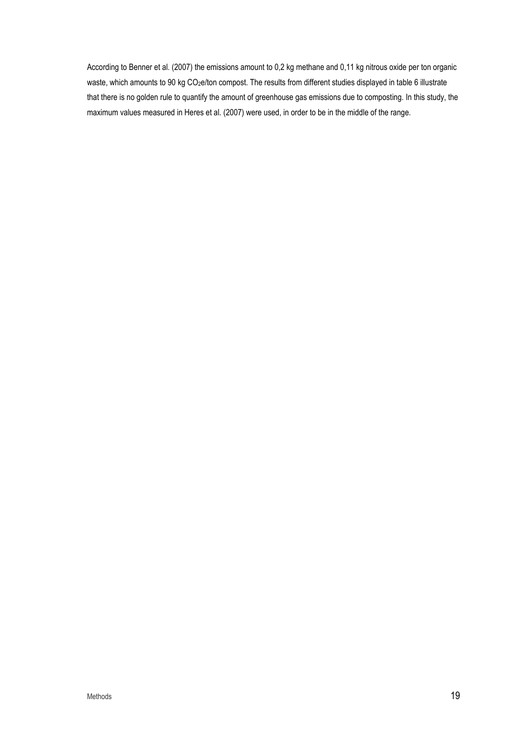According to Benner et al. (2007) the emissions amount to 0,2 kg methane and 0,11 kg nitrous oxide per ton organic waste, which amounts to 90 kg $CO_2e$/ton compost. The results from different studies displayed in table 6 illustrate that there is no golden rule to quantify the amount of greenhouse gas emissions due to composting. In this study, the maximum values measured in Heres et al. (2007) were used, in order to be in the middle of the range.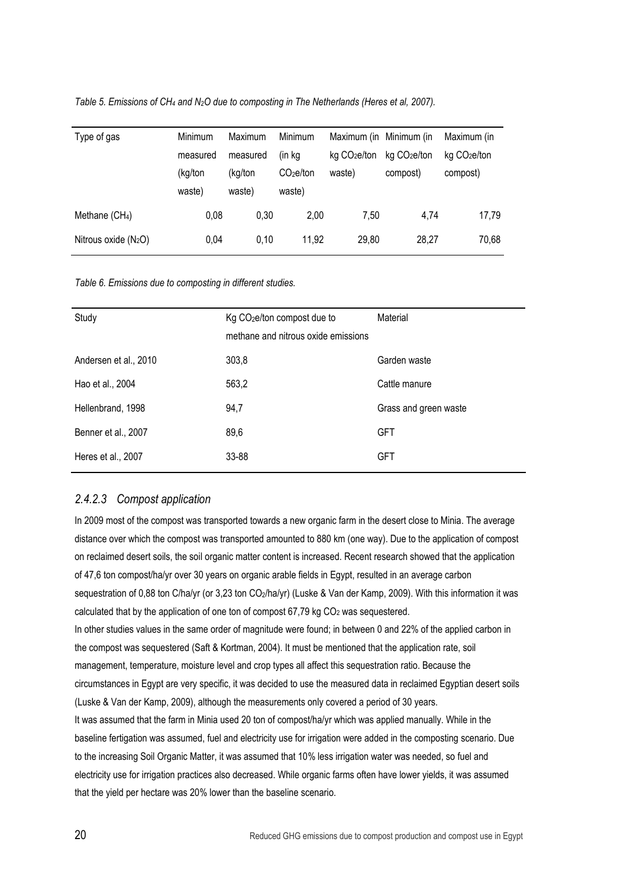*Table 5. Emissions of $CH_4$ and $N_2O$ due to composting in The Netherlands (Heres et al, 2007).*

| Type of gas | Minimum measured (kg/ton waste) | Maximum measured (kg/ton waste) | Minimum (in kg $CO_2$e/ton waste) | Maximum (in kg $CO_2$e/ton waste) | Minimum (in kg $CO_2$e/ton compost) | Maximum (in kg $CO_2$e/ton compost) |
|---|---|---|---|---|---|---|
| Methane ($CH_4$) | 0,08 | 0,30 | 2,00 | 7,50 | 4,74 | 17,79 |
| Nitrous oxide ($N_2O$) | 0,04 | 0,10 | 11,92 | 29,80 | 28,27 | 70,68 |

*Table 6. Emissions due to composting in different studies.*

| Study | Kg $CO_2$e/ton compost due to methane and nitrous oxide emissions | Material |
|---|---|---|
| Andersen et al., 2010 | 303,8 | Garden waste |
| Hao et al., 2004 | 563,2 | Cattle manure |
| Hellenbrand, 1998 | 94,7 | Grass and green waste |
| Benner et al., 2007 | 89,6 | GFT |
| Heres et al., 2007 | 33-88 | GFT |

### *2.4.2.3 Compost application*

In 2009 most of the compost was transported towards a new organic farm in the desert close to Minia. The average distance over which the compost was transported amounted to 880 km (one way). Due to the application of compost on reclaimed desert soils, the soil organic matter content is increased. Recent research showed that the application of 47,6 ton compost/ha/yr over 30 years on organic arable fields in Egypt, resulted in an average carbon sequestration of 0,88 ton C/ha/yr (or 3,23 ton $CO_2$/ha/yr) (Luske & Van der Kamp, 2009). With this information it was calculated that by the application of one ton of compost 67,79 kg $CO_2$ was sequestered.

In other studies values in the same order of magnitude were found; in between 0 and 22% of the applied carbon in the compost was sequestered (Saft & Kortman, 2004). It must be mentioned that the application rate, soil management, temperature, moisture level and crop types all affect this sequestration ratio. Because the circumstances in Egypt are very specific, it was decided to use the measured data in reclaimed Egyptian desert soils (Luske & Van der Kamp, 2009), although the measurements only covered a period of 30 years.

It was assumed that the farm in Minia used 20 ton of compost/ha/yr which was applied manually. While in the baseline fertigation was assumed, fuel and electricity use for irrigation were added in the composting scenario. Due to the increasing Soil Organic Matter, it was assumed that 10% less irrigation water was needed, so fuel and electricity use for irrigation practices also decreased. While organic farms often have lower yields, it was assumed that the yield per hectare was 20% lower than the baseline scenario.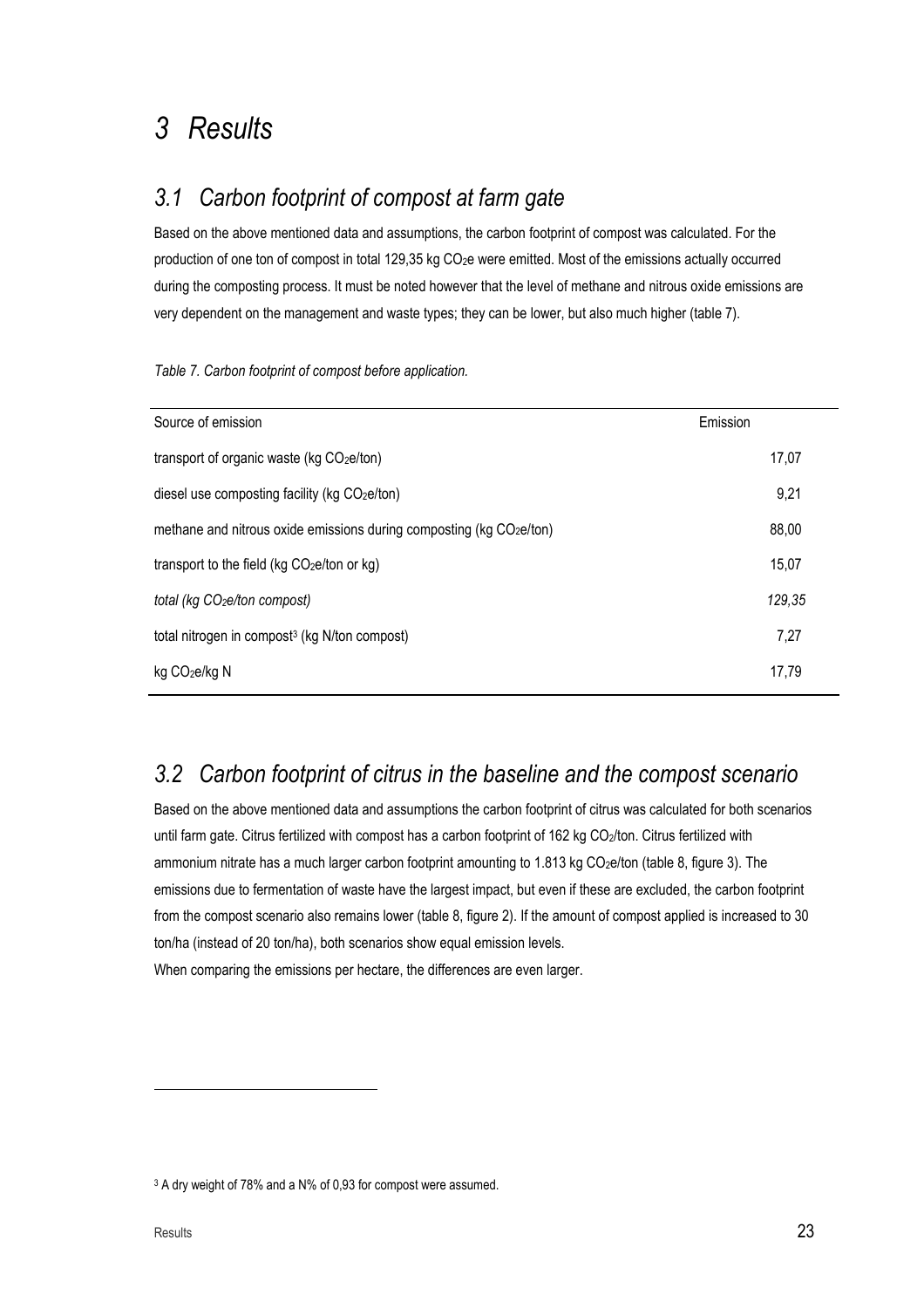# 3 Results

## 3.1 Carbon footprint of compost at farm gate

Based on the above mentioned data and assumptions, the carbon footprint of compost was calculated. For the production of one ton of compost in total 129,35 kg $CO_2$e were emitted. Most of the emissions actually occurred during the composting process. It must be noted however that the level of methane and nitrous oxide emissions are very dependent on the management and waste types; they can be lower, but also much higher (table 7).

*Table 7. Carbon footprint of compost before application.*

| Source of emission | Emission |
|---|---|
| transport of organic waste (kg $CO_2$e/ton) | 17,07 |
| diesel use composting facility (kg $CO_2$e/ton) | 9,21 |
| methane and nitrous oxide emissions during composting (kg $CO_2$e/ton) | 88,00 |
| transport to the field (kg $CO_2$e/ton or kg) | 15,07 |
| *total (kg $CO_2$e/ton compost)* | *129,35* |
| total nitrogen in compost[3] (kg N/ton compost) | 7,27 |
| kg $CO_2$e/kg N | 17,79 |

## 3.2 Carbon footprint of citrus in the baseline and the compost scenario

Based on the above mentioned data and assumptions the carbon footprint of citrus was calculated for both scenarios until farm gate. Citrus fertilized with compost has a carbon footprint of 162 kg $CO_2$/ton. Citrus fertilized with ammonium nitrate has a much larger carbon footprint amounting to 1.813 kg $CO_2$e/ton (table 8, figure 3). The emissions due to fermentation of waste have the largest impact, but even if these are excluded, the carbon footprint from the compost scenario also remains lower (table 8, figure 2). If the amount of compost applied is increased to 30 ton/ha (instead of 20 ton/ha), both scenarios show equal emission levels.

When comparing the emissions per hectare, the differences are even larger.

[3] A dry weight of 78% and a N% of 0,93 for compost were assumed.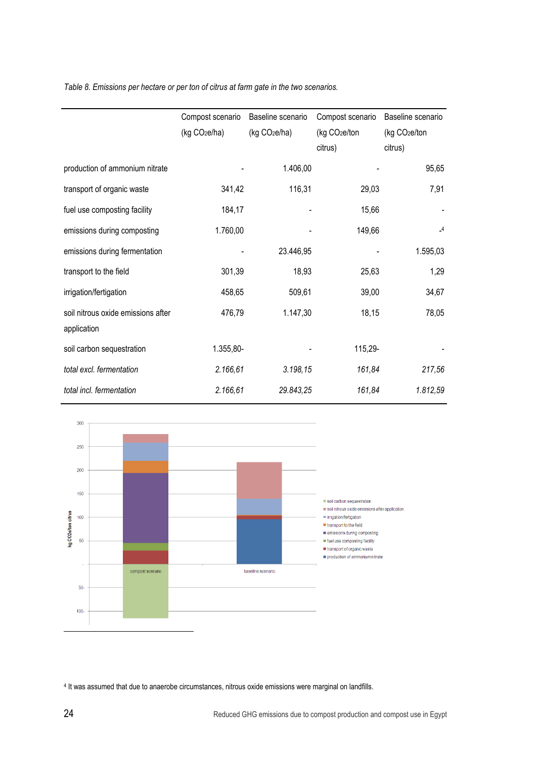*Table 8. Emissions per hectare or per ton of citrus at farm gate in the two scenarios.*

| | Compost scenario (kg $CO_2e$/ha) | Baseline scenario (kg $CO_2e$/ha) | Compost scenario (kg $CO_2e$/ton citrus) | Baseline scenario (kg $CO_2e$/ton citrus) |
|---|---|---|---|---|
| production of ammonium nitrate | - | 1.406,00 | - | 95,65 |
| transport of organic waste | 341,42 | 116,31 | 29,03 | 7,91 |
| fuel use composting facility | 184,17 | - | 15,66 | - |
| emissions during composting | 1.760,00 | - | 149,66 | -[4] |
| emissions during fermentation | - | 23.446,95 | - | 1.595,03 |
| transport to the field | 301,39 | 18,93 | 25,63 | 1,29 |
| irrigation/fertigation | 458,65 | 509,61 | 39,00 | 34,67 |
| soil nitrous oxide emissions after application | 476,79 | 1.147,30 | 18,15 | 78,05 |
| soil carbon sequestration | 1.355,80- | - | 115,29- | - |
| *total excl. fermentation* | *2.166,61* | *3.198,15* | *161,84* | *217,56* |
| *total incl. fermentation* | *2.166,61* | *29.843,25* | *161,84* | *1.812,59* |

[4] It was assumed that due to anaerobe circumstances, nitrous oxide emissions were marginal on landfills.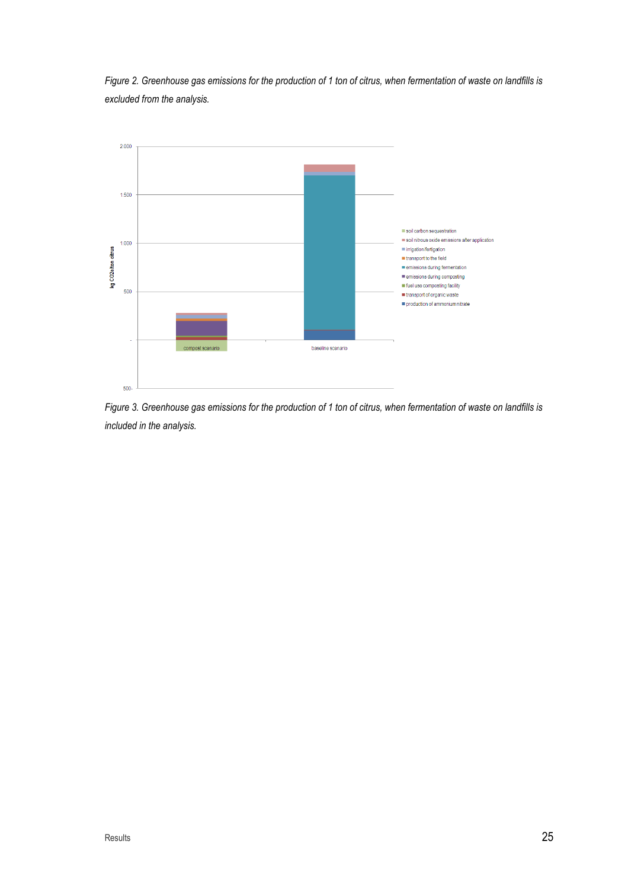*Figure 2. Greenhouse gas emissions for the production of 1 ton of citrus, when fermentation of waste on landfills is excluded from the analysis.*

*Figure 3. Greenhouse gas emissions for the production of 1 ton of citrus, when fermentation of waste on landfills is included in the analysis.*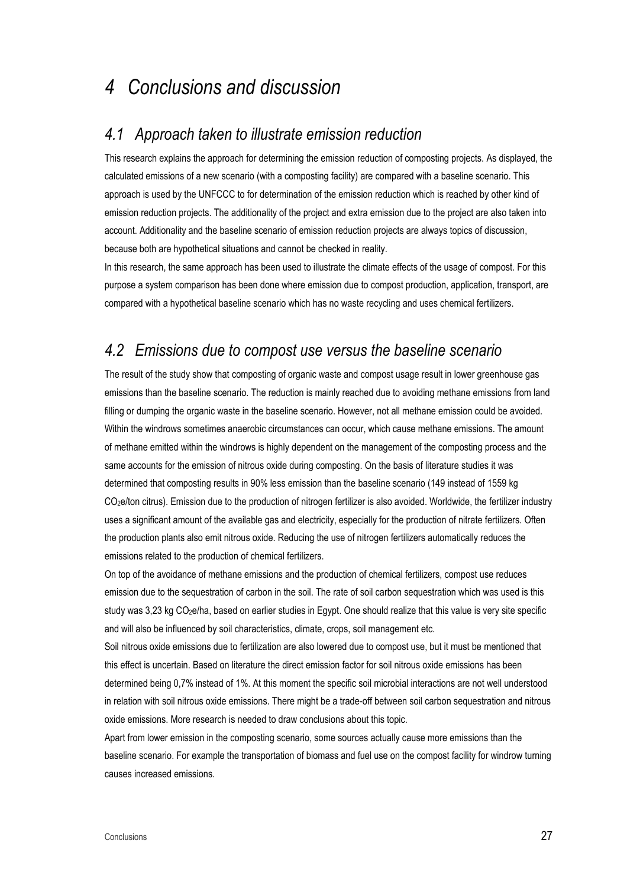# 4 Conclusions and discussion

## 4.1 Approach taken to illustrate emission reduction

This research explains the approach for determining the emission reduction of composting projects. As displayed, the calculated emissions of a new scenario (with a composting facility) are compared with a baseline scenario. This approach is used by the UNFCCC to for determination of the emission reduction which is reached by other kind of emission reduction projects. The additionality of the project and extra emission due to the project are also taken into account. Additionality and the baseline scenario of emission reduction projects are always topics of discussion, because both are hypothetical situations and cannot be checked in reality.

In this research, the same approach has been used to illustrate the climate effects of the usage of compost. For this purpose a system comparison has been done where emission due to compost production, application, transport, are compared with a hypothetical baseline scenario which has no waste recycling and uses chemical fertilizers.

## 4.2 Emissions due to compost use versus the baseline scenario

The result of the study show that composting of organic waste and compost usage result in lower greenhouse gas emissions than the baseline scenario. The reduction is mainly reached due to avoiding methane emissions from land filling or dumping the organic waste in the baseline scenario. However, not all methane emission could be avoided. Within the windrows sometimes anaerobic circumstances can occur, which cause methane emissions. The amount of methane emitted within the windrows is highly dependent on the management of the composting process and the same accounts for the emission of nitrous oxide during composting. On the basis of literature studies it was determined that composting results in 90% less emission than the baseline scenario (149 instead of 1559 kg $CO_2$e/ton citrus). Emission due to the production of nitrogen fertilizer is also avoided. Worldwide, the fertilizer industry uses a significant amount of the available gas and electricity, especially for the production of nitrate fertilizers. Often the production plants also emit nitrous oxide. Reducing the use of nitrogen fertilizers automatically reduces the emissions related to the production of chemical fertilizers.

On top of the avoidance of methane emissions and the production of chemical fertilizers, compost use reduces emission due to the sequestration of carbon in the soil. The rate of soil carbon sequestration which was used is this study was 3,23 kg $CO_2$e/ha, based on earlier studies in Egypt. One should realize that this value is very site specific and will also be influenced by soil characteristics, climate, crops, soil management etc.

Soil nitrous oxide emissions due to fertilization are also lowered due to compost use, but it must be mentioned that this effect is uncertain. Based on literature the direct emission factor for soil nitrous oxide emissions has been determined being 0,7% instead of 1%. At this moment the specific soil microbial interactions are not well understood in relation with soil nitrous oxide emissions. There might be a trade-off between soil carbon sequestration and nitrous oxide emissions. More research is needed to draw conclusions about this topic.

Apart from lower emission in the composting scenario, some sources actually cause more emissions than the baseline scenario. For example the transportation of biomass and fuel use on the compost facility for windrow turning causes increased emissions.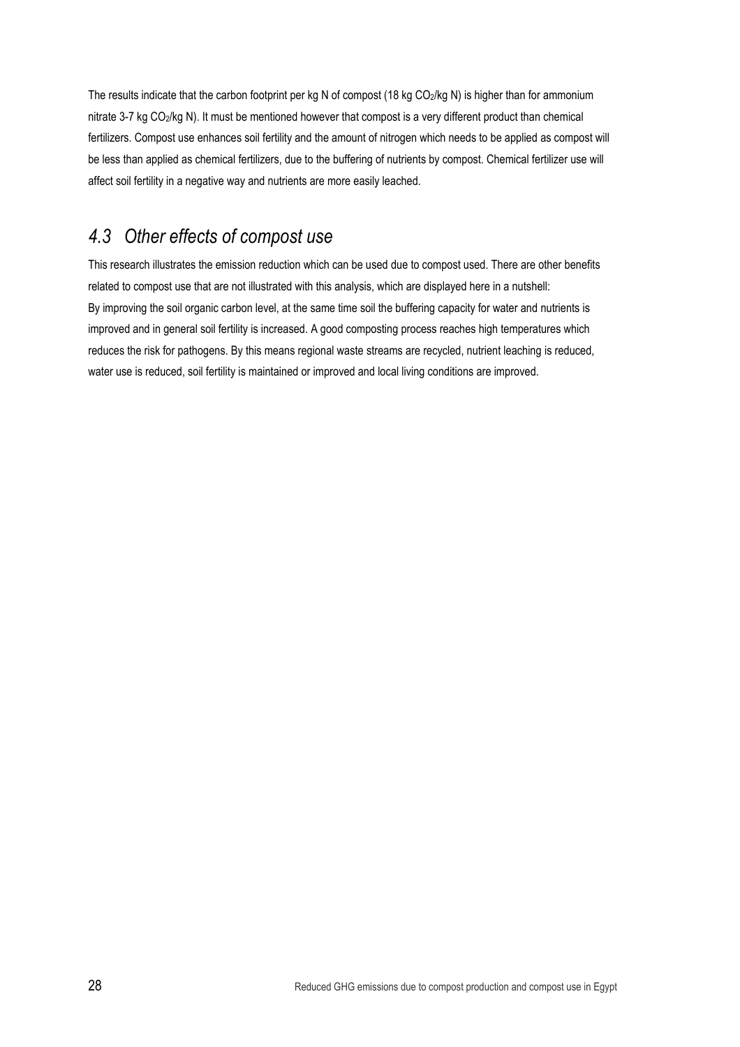The results indicate that the carbon footprint per kg N of compost (18 kg $CO_2$/kg N) is higher than for ammonium nitrate 3-7 kg $CO_2$/kg N). It must be mentioned however that compost is a very different product than chemical fertilizers. Compost use enhances soil fertility and the amount of nitrogen which needs to be applied as compost will be less than applied as chemical fertilizers, due to the buffering of nutrients by compost. Chemical fertilizer use will affect soil fertility in a negative way and nutrients are more easily leached.

## *4.3 Other effects of compost use*

This research illustrates the emission reduction which can be used due to compost used. There are other benefits related to compost use that are not illustrated with this analysis, which are displayed here in a nutshell:
By improving the soil organic carbon level, at the same time soil the buffering capacity for water and nutrients is improved and in general soil fertility is increased. A good composting process reaches high temperatures which reduces the risk for pathogens. By this means regional waste streams are recycled, nutrient leaching is reduced, water use is reduced, soil fertility is maintained or improved and local living conditions are improved.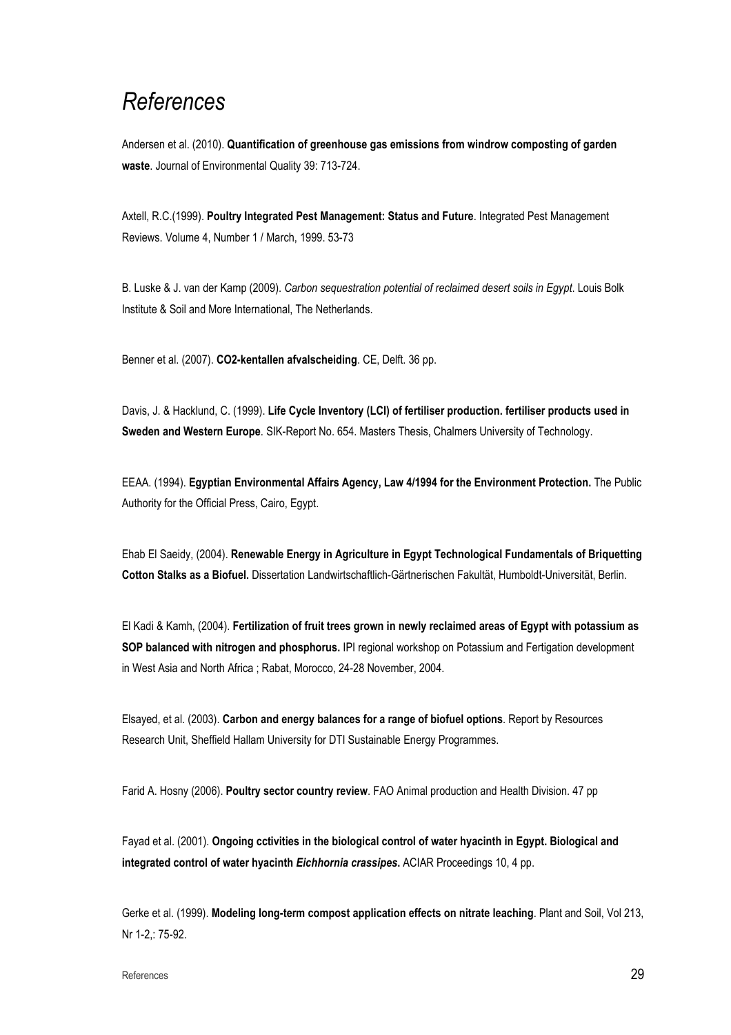# *References*

Andersen et al. (2010). **Quantification of greenhouse gas emissions from windrow composting of garden waste**. Journal of Environmental Quality 39: 713-724.

Axtell, R.C.(1999). **Poultry Integrated Pest Management: Status and Future**. Integrated Pest Management Reviews. Volume 4, Number 1 / March, 1999. 53-73

B. Luske & J. van der Kamp (2009). *Carbon sequestration potential of reclaimed desert soils in Egypt*. Louis Bolk Institute & Soil and More International, The Netherlands.

Benner et al. (2007). **CO2-kentallen afvalscheiding**. CE, Delft. 36 pp.

Davis, J. & Hacklund, C. (1999). **Life Cycle Inventory (LCI) of fertiliser production. fertiliser products used in Sweden and Western Europe**. SIK-Report No. 654. Masters Thesis, Chalmers University of Technology.

EEAA. (1994). **Egyptian Environmental Affairs Agency, Law 4/1994 for the Environment Protection.** The Public Authority for the Official Press, Cairo, Egypt.

Ehab El Saeidy, (2004). **Renewable Energy in Agriculture in Egypt Technological Fundamentals of Briquetting Cotton Stalks as a Biofuel.** Dissertation Landwirtschaftlich-Gärtnerischen Fakultät, Humboldt-Universität, Berlin.

El Kadi & Kamh, (2004). **Fertilization of fruit trees grown in newly reclaimed areas of Egypt with potassium as SOP balanced with nitrogen and phosphorus.** IPI regional workshop on Potassium and Fertigation development in West Asia and North Africa ; Rabat, Morocco, 24-28 November, 2004.

Elsayed, et al. (2003). **Carbon and energy balances for a range of biofuel options**. Report by Resources Research Unit, Sheffield Hallam University for DTI Sustainable Energy Programmes.

Farid A. Hosny (2006). **Poultry sector country review**. FAO Animal production and Health Division. 47 pp

Fayad et al. (2001). **Ongoing cctivities in the biological control of water hyacinth in Egypt. Biological and integrated control of water hyacinth *Eichhornia crassipes*.** ACIAR Proceedings 10, 4 pp.

Gerke et al. (1999). **Modeling long-term compost application effects on nitrate leaching**. Plant and Soil, Vol 213, Nr 1-2,: 75-92.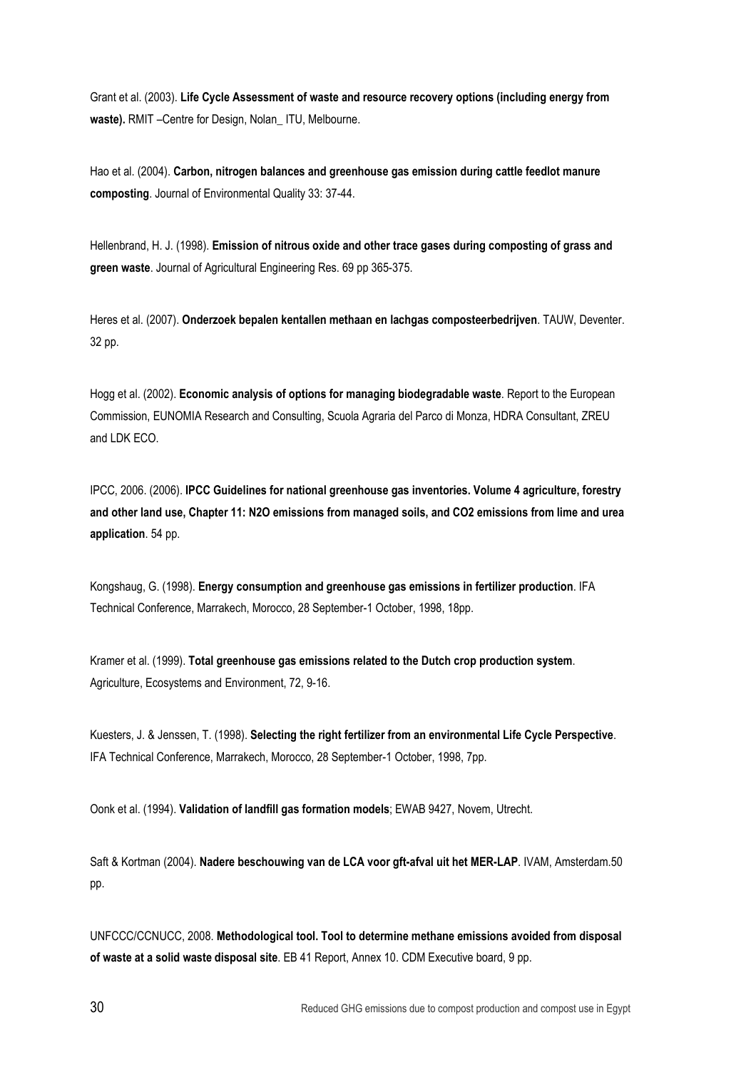Grant et al. (2003). **Life Cycle Assessment of waste and resource recovery options (including energy from waste).** RMIT –Centre for Design, Nolan_ ITU, Melbourne.

Hao et al. (2004). **Carbon, nitrogen balances and greenhouse gas emission during cattle feedlot manure composting**. Journal of Environmental Quality 33: 37-44.

Hellenbrand, H. J. (1998). **Emission of nitrous oxide and other trace gases during composting of grass and green waste**. Journal of Agricultural Engineering Res. 69 pp 365-375.

Heres et al. (2007). **Onderzoek bepalen kentallen methaan en lachgas composteerbedrijven**. TAUW, Deventer. 32 pp.

Hogg et al. (2002). **Economic analysis of options for managing biodegradable waste**. Report to the European Commission, EUNOMIA Research and Consulting, Scuola Agraria del Parco di Monza, HDRA Consultant, ZREU and LDK ECO.

IPCC, 2006. (2006). **IPCC Guidelines for national greenhouse gas inventories. Volume 4 agriculture, forestry and other land use, Chapter 11: N2O emissions from managed soils, and CO2 emissions from lime and urea application**. 54 pp.

Kongshaug, G. (1998). **Energy consumption and greenhouse gas emissions in fertilizer production**. IFA Technical Conference, Marrakech, Morocco, 28 September-1 October, 1998, 18pp.

Kramer et al. (1999). **Total greenhouse gas emissions related to the Dutch crop production system**. Agriculture, Ecosystems and Environment, 72, 9-16.

Kuesters, J. & Jenssen, T. (1998). **Selecting the right fertilizer from an environmental Life Cycle Perspective**. IFA Technical Conference, Marrakech, Morocco, 28 September-1 October, 1998, 7pp.

Oonk et al. (1994). **Validation of landfill gas formation models**; EWAB 9427, Novem, Utrecht.

Saft & Kortman (2004). **Nadere beschouwing van de LCA voor gft-afval uit het MER-LAP**. IVAM, Amsterdam.50 pp.

UNFCCC/CCNUCC, 2008. **Methodological tool. Tool to determine methane emissions avoided from disposal of waste at a solid waste disposal site**. EB 41 Report, Annex 10. CDM Executive board, 9 pp.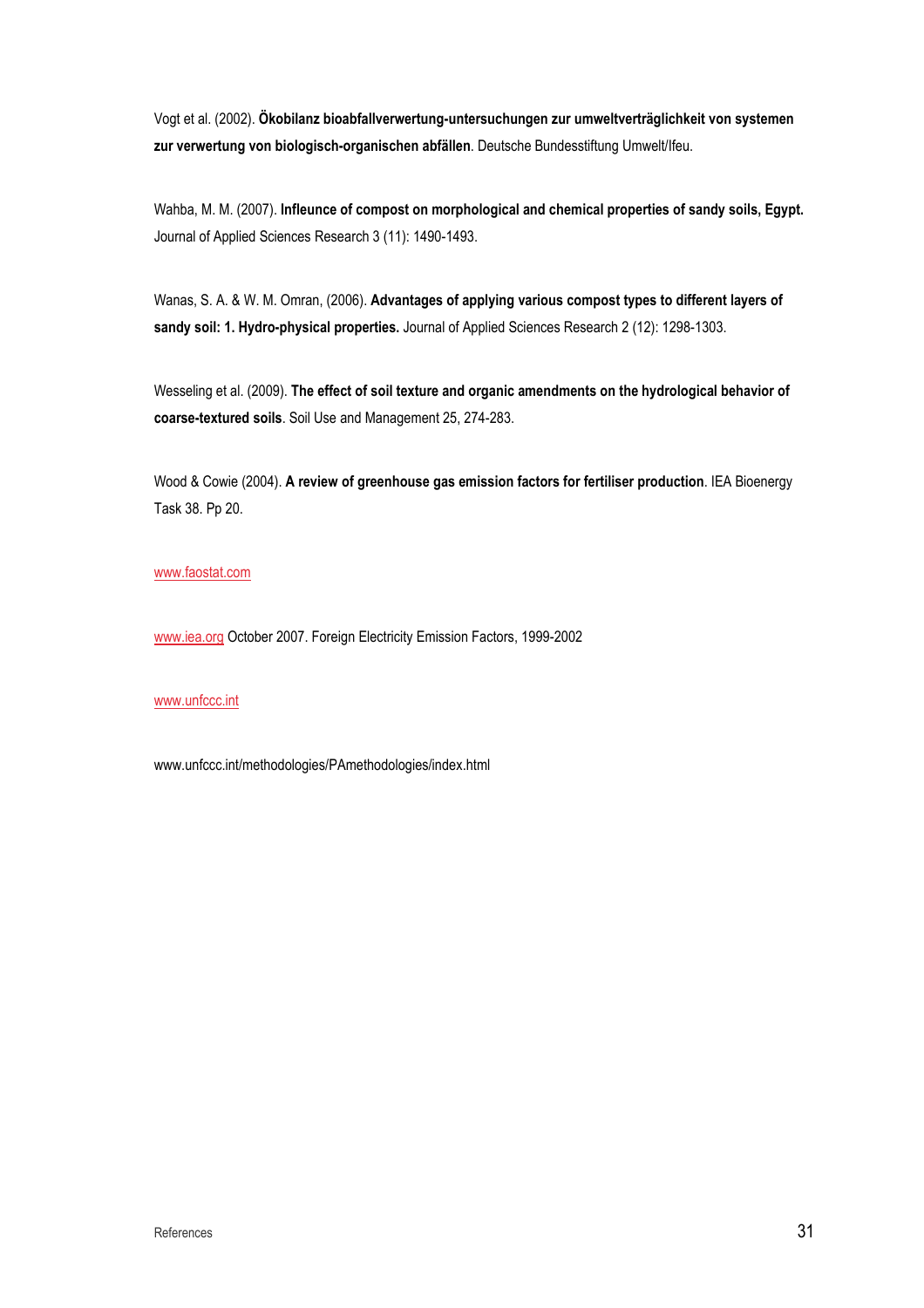Vogt et al. (2002). **Ökobilanz bioabfallverwertung-untersuchungen zur umweltverträglichkeit von systemen zur verwertung von biologisch-organischen abfällen**. Deutsche Bundesstiftung Umwelt/Ifeu.

Wahba, M. M. (2007). **Infleunce of compost on morphological and chemical properties of sandy soils, Egypt.** Journal of Applied Sciences Research 3 (11): 1490-1493.

Wanas, S. A. & W. M. Omran, (2006). **Advantages of applying various compost types to different layers of sandy soil: 1. Hydro-physical properties.** Journal of Applied Sciences Research 2 (12): 1298-1303.

Wesseling et al. (2009). **The effect of soil texture and organic amendments on the hydrological behavior of coarse-textured soils**. Soil Use and Management 25, 274-283.

Wood & Cowie (2004). **A review of greenhouse gas emission factors for fertiliser production**. IEA Bioenergy Task 38. Pp 20.

www.faostat.com

www.iea.org October 2007. Foreign Electricity Emission Factors, 1999-2002

www.unfccc.int

www.unfccc.int/methodologies/PAmethodologies/index.html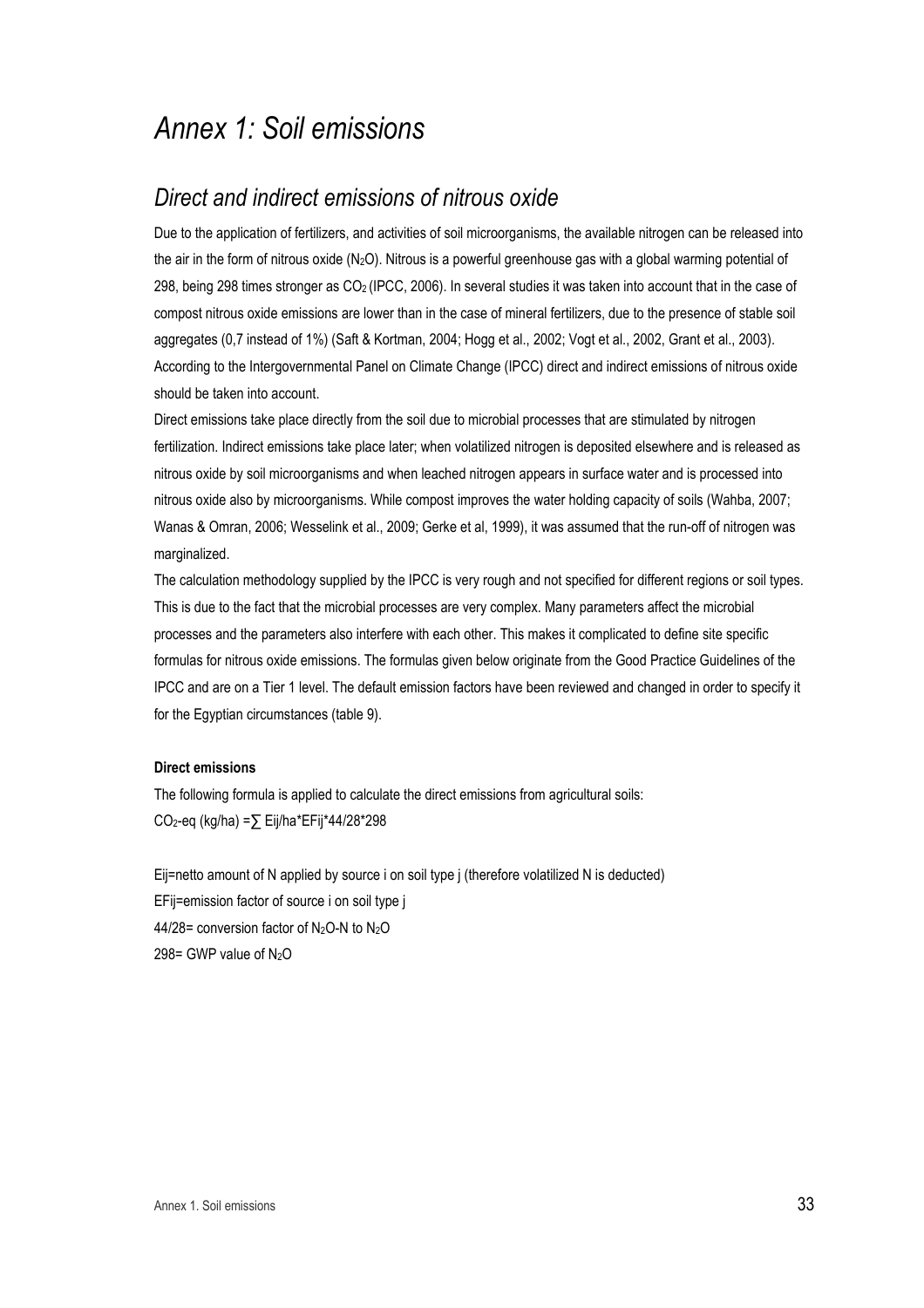# *Annex 1: Soil emissions*

## *Direct and indirect emissions of nitrous oxide*

Due to the application of fertilizers, and activities of soil microorganisms, the available nitrogen can be released into the air in the form of nitrous oxide ($N_2O$). Nitrous is a powerful greenhouse gas with a global warming potential of 298, being 298 times stronger as $CO_2$ (IPCC, 2006). In several studies it was taken into account that in the case of compost nitrous oxide emissions are lower than in the case of mineral fertilizers, due to the presence of stable soil aggregates (0,7 instead of 1%) (Saft & Kortman, 2004; Hogg et al., 2002; Vogt et al., 2002, Grant et al., 2003). According to the Intergovernmental Panel on Climate Change (IPCC) direct and indirect emissions of nitrous oxide should be taken into account.

Direct emissions take place directly from the soil due to microbial processes that are stimulated by nitrogen fertilization. Indirect emissions take place later; when volatilized nitrogen is deposited elsewhere and is released as nitrous oxide by soil microorganisms and when leached nitrogen appears in surface water and is processed into nitrous oxide also by microorganisms. While compost improves the water holding capacity of soils (Wahba, 2007; Wanas & Omran, 2006; Wesselink et al., 2009; Gerke et al, 1999), it was assumed that the run-off of nitrogen was marginalized.

The calculation methodology supplied by the IPCC is very rough and not specified for different regions or soil types. This is due to the fact that the microbial processes are very complex. Many parameters affect the microbial processes and the parameters also interfere with each other. This makes it complicated to define site specific formulas for nitrous oxide emissions. The formulas given below originate from the Good Practice Guidelines of the IPCC and are on a Tier 1 level. The default emission factors have been reviewed and changed in order to specify it for the Egyptian circumstances (table 9).

**Direct emissions**

The following formula is applied to calculate the direct emissions from agricultural soils:

$CO_2$-eq (kg/ha) $= \sum Eij/ha * EFij * 44/28 * 298$

Eij=netto amount of N applied by source i on soil type j (therefore volatilized N is deducted)

EFij=emission factor of source i on soil type j

44/28= conversion factor of $N_2O$-N to $N_2O$

298= GWP value of $N_2O$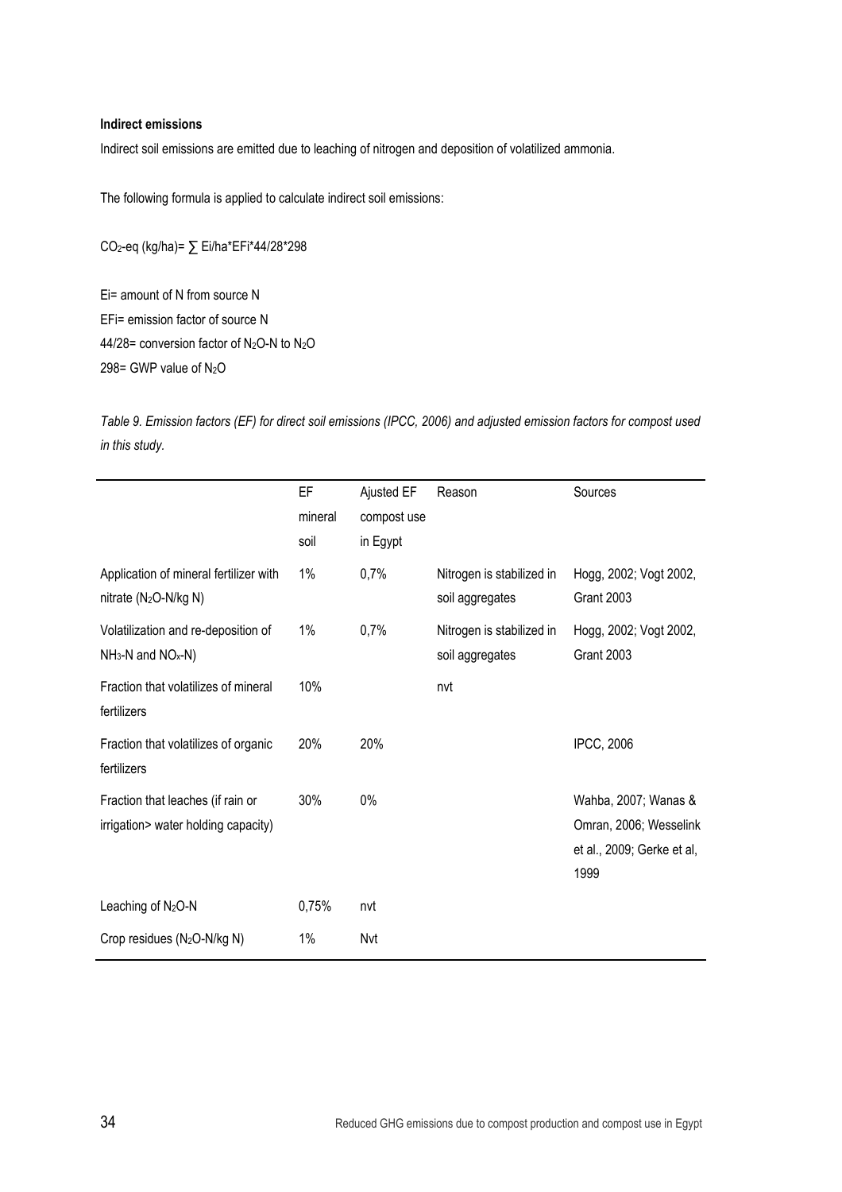**Indirect emissions**

Indirect soil emissions are emitted due to leaching of nitrogen and deposition of volatilized ammonia.

The following formula is applied to calculate indirect soil emissions:

$CO_2$-eq (kg/ha)= ∑ Ei/ha*EFi*44/28*298

Ei= amount of N from source N

EFi= emission factor of source N

44/28= conversion factor of $N_2O$-N to $N_2O$

298= GWP value of $N_2O$

*Table 9. Emission factors (EF) for direct soil emissions (IPCC, 2006) and adjusted emission factors for compost used in this study.*

| | EF mineral soil | Ajusted EF compost use in Egypt | Reason | Sources |
|---|---|---|---|---|
| Application of mineral fertilizer with nitrate ($N_2O$-N/kg N) | 1% | 0,7% | Nitrogen is stabilized in soil aggregates | Hogg, 2002; Vogt 2002, Grant 2003 |
| Volatilization and re-deposition of $NH_3$-N and $NO_x$-N) | 1% | 0,7% | Nitrogen is stabilized in soil aggregates | Hogg, 2002; Vogt 2002, Grant 2003 |
| Fraction that volatilizes of mineral fertilizers | 10% | | nvt | |
| Fraction that volatilizes of organic fertilizers | 20% | 20% | | IPCC, 2006 |
| Fraction that leaches (if rain or irrigation> water holding capacity) | 30% | 0% | | Wahba, 2007; Wanas & Omran, 2006; Wesselink et al., 2009; Gerke et al, 1999 |
| Leaching of $N_2O$-N | 0,75% | nvt | | |
| Crop residues ($N_2O$-N/kg N) | 1% | Nvt | | |